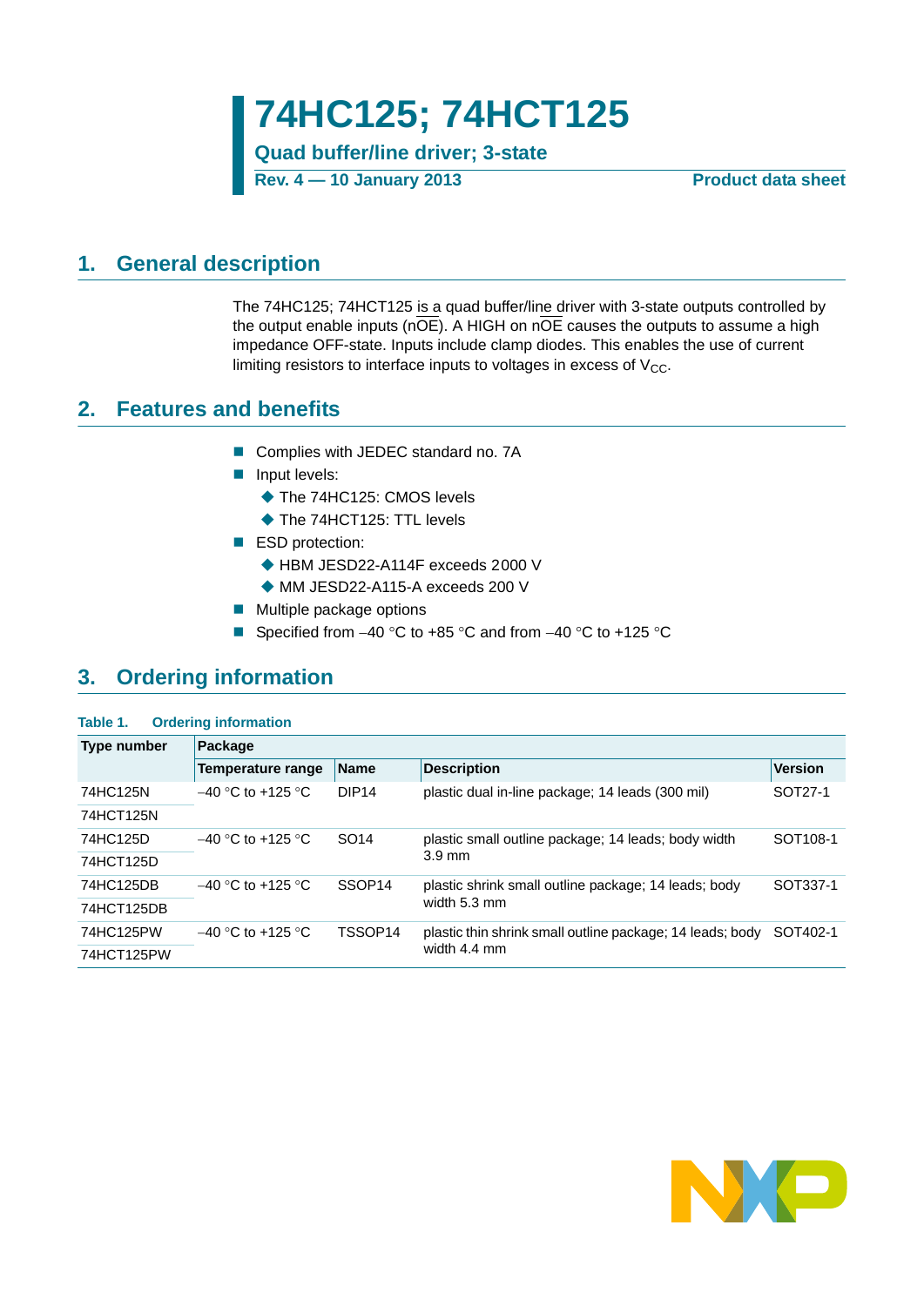# 74HC125; 74HCT125

**Quad buffer/line driver; 3-state**

**Rev. 4 — 10 January 2013** **Product data sheet**

## 1. General description

The 74HC125; 74HCT125 is a quad buffer/line driver with 3-state outputs controlled by the output enable inputs ($n\overline{OE}$). A HIGH on $n\overline{OE}$ causes the outputs to assume a high impedance OFF-state. Inputs include clamp diodes. This enables the use of current limiting resistors to interface inputs to voltages in excess of $V_{CC}$.

## 2. Features and benefits

- Complies with JEDEC standard no. 7A
- Input levels:
  - The 74HC125: CMOS levels
  - The 74HCT125: TTL levels
- ESD protection:
  - HBM JESD22-A114F exceeds 2000 V
  - MM JESD22-A115-A exceeds 200 V
- Multiple package options
- Specified from –40 °C to +85 °C and from –40 °C to +125 °C

## 3. Ordering information

**Table 1. Ordering information**

| Type number | Package | | | |
|---|---|---|---|---|
| | Temperature range | Name | Description | Version |
| 74HC125N | –40 °C to +125 °C | DIP14 | plastic dual in-line package; 14 leads (300 mil) | SOT27-1 |
| 74HCT125N | | | | |
| 74HC125D | –40 °C to +125 °C | SO14 | plastic small outline package; 14 leads; body width 3.9 mm | SOT108-1 |
| 74HCT125D | | | | |
| 74HC125DB | –40 °C to +125 °C | SSOP14 | plastic shrink small outline package; 14 leads; body width 5.3 mm | SOT337-1 |
| 74HCT125DB | | | | |
| 74HC125PW | –40 °C to +125 °C | TSSOP14 | plastic thin shrink small outline package; 14 leads; body width 4.4 mm | SOT402-1 |
| 74HCT125PW | | | | |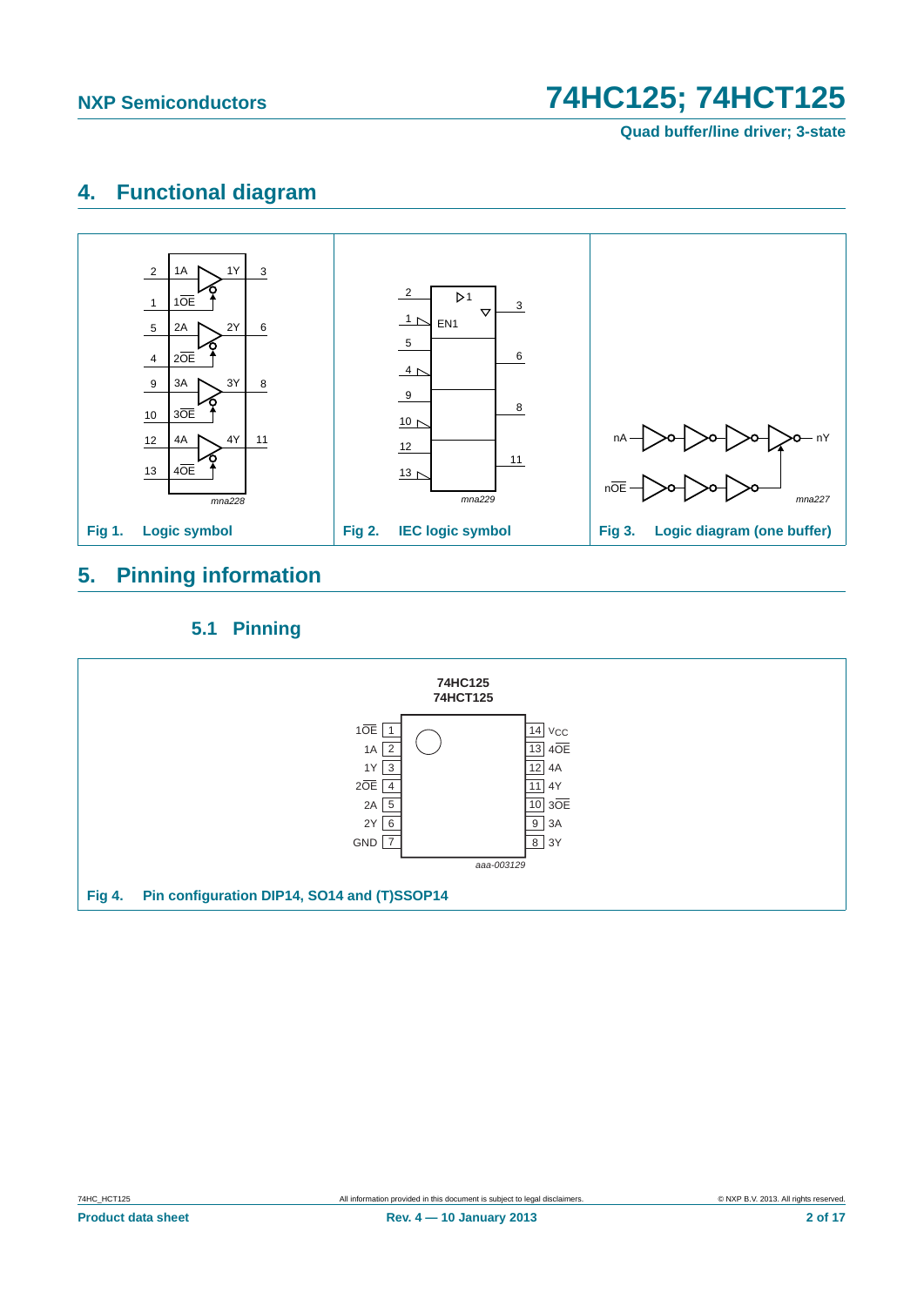## 4. Functional diagram

Fig 1. Logic symbol

Fig 2. IEC logic symbol

Fig 3. Logic diagram (one buffer)

## 5. Pinning information

### 5.1 Pinning

| Pin | Symbol | | Pin | Symbol |
|---|---|---|---|---|
| 1 | 1$\overline{OE}$ | | 14 | $V_{CC}$ |
| 2 | 1A | | 13 | 4$\overline{OE}$ |
| 3 | 1Y | | 12 | 4A |
| 4 | 2$\overline{OE}$ | | 11 | 4Y |
| 5 | 2A | | 10 | 3$\overline{OE}$ |
| 6 | 2Y | | 9 | 3A |
| 7 | GND | | 8 | 3Y |

Fig 4. Pin configuration DIP14, SO14 and (T)SSOP14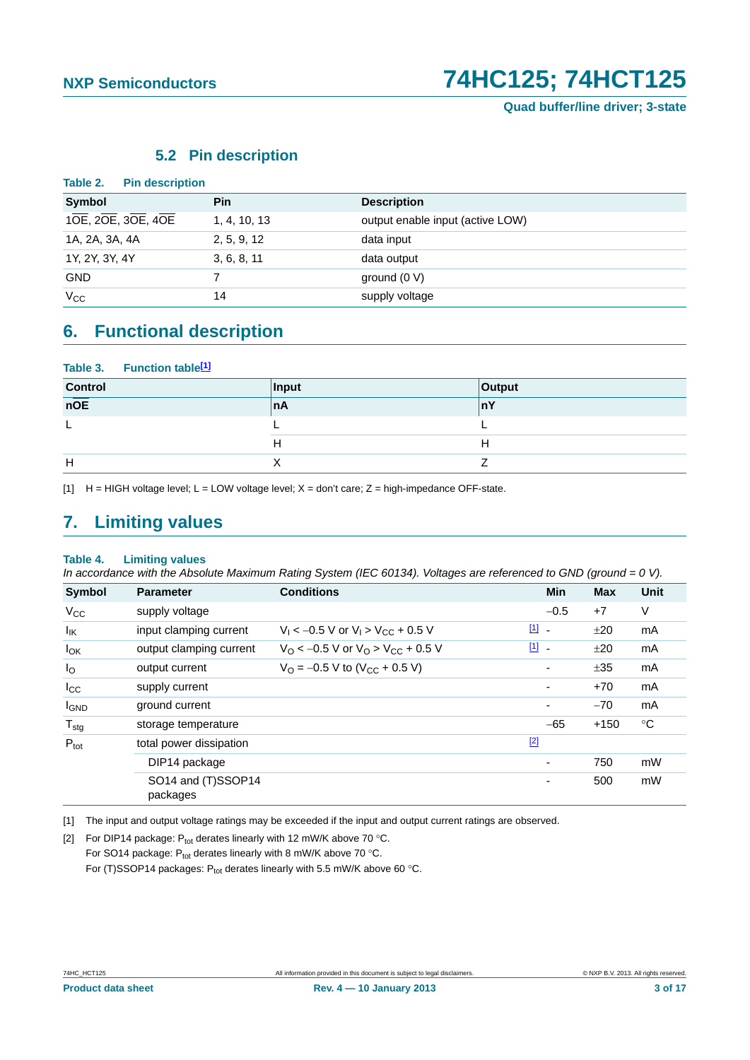### 5.2 Pin description

**Table 2. Pin description**

| Symbol | Pin | Description |
|---|---|---|
| $1\overline{OE}$, $2\overline{OE}$, $3\overline{OE}$, $4\overline{OE}$ | 1, 4, 10, 13 | output enable input (active LOW) |
| 1A, 2A, 3A, 4A | 2, 5, 9, 12 | data input |
| 1Y, 2Y, 3Y, 4Y | 3, 6, 8, 11 | data output |
| GND | 7 | ground (0 V) |
| $V_{CC}$ | 14 | supply voltage |

## 6. Functional description

**Table 3. Function table[1]**

| Control | Input | Output |
|---|---|---|
| $n\overline{OE}$ | nA | nY |
| L | L | L |
| | H | H |
| H | X | Z |

[1] H = HIGH voltage level; L = LOW voltage level; X = don't care; Z = high-impedance OFF-state.

## 7. Limiting values

**Table 4. Limiting values**

*In accordance with the Absolute Maximum Rating System (IEC 60134). Voltages are referenced to GND (ground = 0 V).*

| Symbol | Parameter | Conditions | | Min | Max | Unit |
|---|---|---|---|---|---|---|
| $V_{CC}$ | supply voltage | | | −0.5 | +7 | V |
| $I_{IK}$ | input clamping current | $V_I < -0.5$ V or $V_I > V_{CC} + 0.5$ V | [1] | - | ±20 | mA |
| $I_{OK}$ | output clamping current | $V_O < -0.5$ V or $V_O > V_{CC} + 0.5$ V | [1] | - | ±20 | mA |
| $I_O$ | output current | $V_O = -0.5$ V to ($V_{CC} + 0.5$ V) | | - | ±35 | mA |
| $I_{CC}$ | supply current | | | - | +70 | mA |
| $I_{GND}$ | ground current | | | - | −70 | mA |
| $T_{stg}$ | storage temperature | | | −65 | +150 | °C |
| $P_{tot}$ | total power dissipation | | [2] | | | |
| | DIP14 package | | | - | 750 | mW |
| | SO14 and (T)SSOP14 packages | | | - | 500 | mW |

[1] The input and output voltage ratings may be exceeded if the input and output current ratings are observed.

[2] For DIP14 package: $P_{tot}$ derates linearly with 12 mW/K above 70 °C.
For SO14 package: $P_{tot}$ derates linearly with 8 mW/K above 70 °C.
For (T)SSOP14 packages: $P_{tot}$ derates linearly with 5.5 mW/K above 60 °C.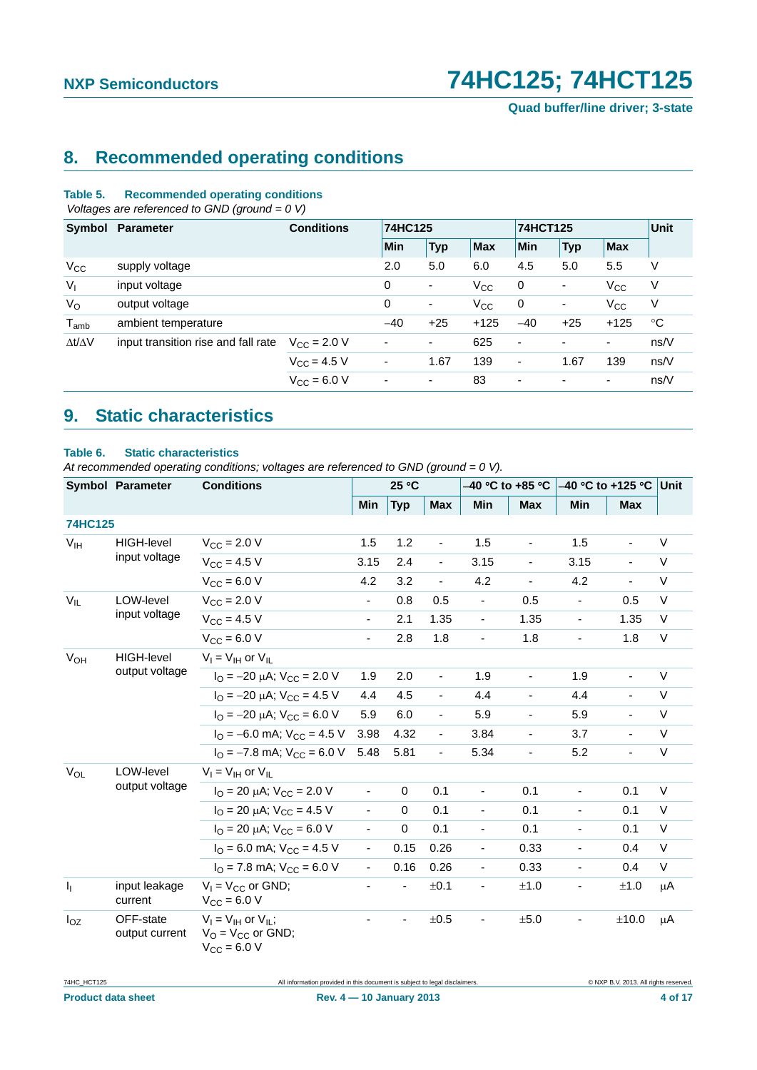## 8. Recommended operating conditions

**Table 5. Recommended operating conditions**
*Voltages are referenced to GND (ground = 0 V)*

| Symbol | Parameter | Conditions | 74HC125 | | | 74HCT125 | | | Unit |
|---|---|---|---|---|---|---|---|---|---|
| | | | Min | Typ | Max | Min | Typ | Max | |
| $V_{CC}$ | supply voltage | | 2.0 | 5.0 | 6.0 | 4.5 | 5.0 | 5.5 | V |
| $V_I$ | input voltage | | 0 | - | $V_{CC}$ | 0 | - | $V_{CC}$ | V |
| $V_O$ | output voltage | | 0 | - | $V_{CC}$ | 0 | - | $V_{CC}$ | V |
| $T_{amb}$ | ambient temperature | | −40 | +25 | +125 | −40 | +25 | +125 | °C |
| $\Delta t/\Delta V$ | input transition rise and fall rate | $V_{CC}$ = 2.0 V | - | - | 625 | - | - | - | ns/V |
| | | $V_{CC}$ = 4.5 V | - | 1.67 | 139 | - | 1.67 | 139 | ns/V |
| | | $V_{CC}$ = 6.0 V | - | - | 83 | - | - | - | ns/V |

## 9. Static characteristics

**Table 6. Static characteristics**
*At recommended operating conditions; voltages are referenced to GND (ground = 0 V).*

| Symbol | Parameter | Conditions | 25 °C | | | −40 °C to +85 °C | | −40 °C to +125 °C | | Unit |
|---|---|---|---|---|---|---|---|---|---|---|
| | | | Min | Typ | Max | Min | Max | Min | Max | |
| **74HC125** | | | | | | | | | | |
| $V_{IH}$ | HIGH-level input voltage | $V_{CC}$ = 2.0 V | 1.5 | 1.2 | - | 1.5 | - | 1.5 | - | V |
| | | $V_{CC}$ = 4.5 V | 3.15 | 2.4 | - | 3.15 | - | 3.15 | - | V |
| | | $V_{CC}$ = 6.0 V | 4.2 | 3.2 | - | 4.2 | - | 4.2 | - | V |
| $V_{IL}$ | LOW-level input voltage | $V_{CC}$ = 2.0 V | - | 0.8 | 0.5 | - | 0.5 | - | 0.5 | V |
| | | $V_{CC}$ = 4.5 V | - | 2.1 | 1.35 | - | 1.35 | - | 1.35 | V |
| | | $V_{CC}$ = 6.0 V | - | 2.8 | 1.8 | - | 1.8 | - | 1.8 | V |
| $V_{OH}$ | HIGH-level output voltage | $V_I = V_{IH}$ or $V_{IL}$ | | | | | | | | |
| | | $I_O$ = −20 μA; $V_{CC}$ = 2.0 V | 1.9 | 2.0 | - | 1.9 | - | 1.9 | - | V |
| | | $I_O$ = −20 μA; $V_{CC}$ = 4.5 V | 4.4 | 4.5 | - | 4.4 | - | 4.4 | - | V |
| | | $I_O$ = −20 μA; $V_{CC}$ = 6.0 V | 5.9 | 6.0 | - | 5.9 | - | 5.9 | - | V |
| | | $I_O$ = −6.0 mA; $V_{CC}$ = 4.5 V | 3.98 | 4.32 | - | 3.84 | - | 3.7 | - | V |
| | | $I_O$ = −7.8 mA; $V_{CC}$ = 6.0 V | 5.48 | 5.81 | - | 5.34 | - | 5.2 | - | V |
| $V_{OL}$ | LOW-level output voltage | $V_I = V_{IH}$ or $V_{IL}$ | | | | | | | | |
| | | $I_O$ = 20 μA; $V_{CC}$ = 2.0 V | - | 0 | 0.1 | - | 0.1 | - | 0.1 | V |
| | | $I_O$ = 20 μA; $V_{CC}$ = 4.5 V | - | 0 | 0.1 | - | 0.1 | - | 0.1 | V |
| | | $I_O$ = 20 μA; $V_{CC}$ = 6.0 V | - | 0 | 0.1 | - | 0.1 | - | 0.1 | V |
| | | $I_O$ = 6.0 mA; $V_{CC}$ = 4.5 V | - | 0.15 | 0.26 | - | 0.33 | - | 0.4 | V |
| | | $I_O$ = 7.8 mA; $V_{CC}$ = 6.0 V | - | 0.16 | 0.26 | - | 0.33 | - | 0.4 | V |
| $I_I$ | input leakage current | $V_I = V_{CC}$ or GND; $V_{CC}$ = 6.0 V | - | - | ±0.1 | - | ±1.0 | - | ±1.0 | μA |
| $I_{OZ}$ | OFF-state output current | $V_I = V_{IH}$ or $V_{IL}$; $V_O = V_{CC}$ or GND; $V_{CC}$ = 6.0 V | - | - | ±0.5 | - | ±5.0 | - | ±10.0 | μA |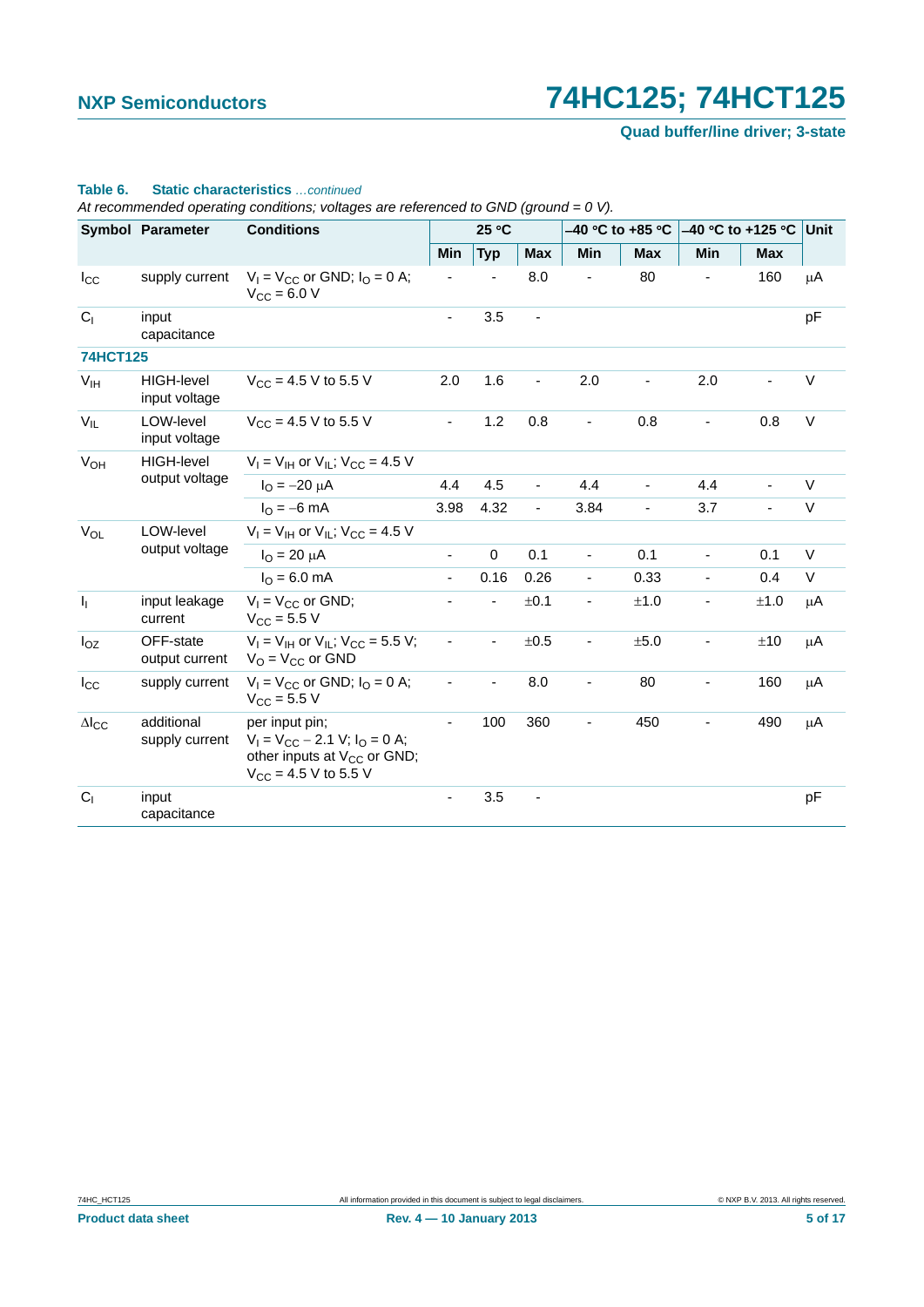**Table 6. Static characteristics** *...continued*

*At recommended operating conditions; voltages are referenced to GND (ground = 0 V).*

| Symbol | Parameter | Conditions | 25 °C | | | −40 °C to +85 °C | | −40 °C to +125 °C | | Unit |
|---|---|---|---|---|---|---|---|---|---|---|
| | | | Min | Typ | Max | Min | Max | Min | Max | |
| $I_{CC}$ | supply current | $V_I = V_{CC}$ or GND; $I_O = 0$ A; $V_{CC} = 6.0$ V | - | - | 8.0 | - | 80 | - | 160 | μA |
| $C_I$ | input capacitance | | - | 3.5 | - | | | | | pF |
| **74HCT125** | | | | | | | | | | |
| $V_{IH}$ | HIGH-level input voltage | $V_{CC} = 4.5$ V to 5.5 V | 2.0 | 1.6 | - | 2.0 | - | 2.0 | - | V |
| $V_{IL}$ | LOW-level input voltage | $V_{CC} = 4.5$ V to 5.5 V | - | 1.2 | 0.8 | - | 0.8 | - | 0.8 | V |
| $V_{OH}$ | HIGH-level output voltage | $V_I = V_{IH}$ or $V_{IL}$; $V_{CC} = 4.5$ V | | | | | | | | |
| | | $I_O = -20$ μA | 4.4 | 4.5 | - | 4.4 | - | 4.4 | - | V |
| | | $I_O = -6$ mA | 3.98 | 4.32 | - | 3.84 | - | 3.7 | - | V |
| $V_{OL}$ | LOW-level output voltage | $V_I = V_{IH}$ or $V_{IL}$; $V_{CC} = 4.5$ V | | | | | | | | |
| | | $I_O = 20$ μA | - | 0 | 0.1 | - | 0.1 | - | 0.1 | V |
| | | $I_O = 6.0$ mA | - | 0.16 | 0.26 | - | 0.33 | - | 0.4 | V |
| $I_I$ | input leakage current | $V_I = V_{CC}$ or GND; $V_{CC} = 5.5$ V | - | - | ±0.1 | - | ±1.0 | - | ±1.0 | μA |
| $I_{OZ}$ | OFF-state output current | $V_I = V_{IH}$ or $V_{IL}$; $V_{CC} = 5.5$ V; $V_O = V_{CC}$ or GND | - | - | ±0.5 | - | ±5.0 | - | ±10 | μA |
| $I_{CC}$ | supply current | $V_I = V_{CC}$ or GND; $I_O = 0$ A; $V_{CC} = 5.5$ V | - | - | 8.0 | - | 80 | - | 160 | μA |
| $\Delta I_{CC}$ | additional supply current | per input pin; $V_I = V_{CC} - 2.1$ V; $I_O = 0$ A; other inputs at $V_{CC}$ or GND; $V_{CC} = 4.5$ V to 5.5 V | - | 100 | 360 | - | 450 | - | 490 | μA |
| $C_I$ | input capacitance | | - | 3.5 | - | | | | | pF |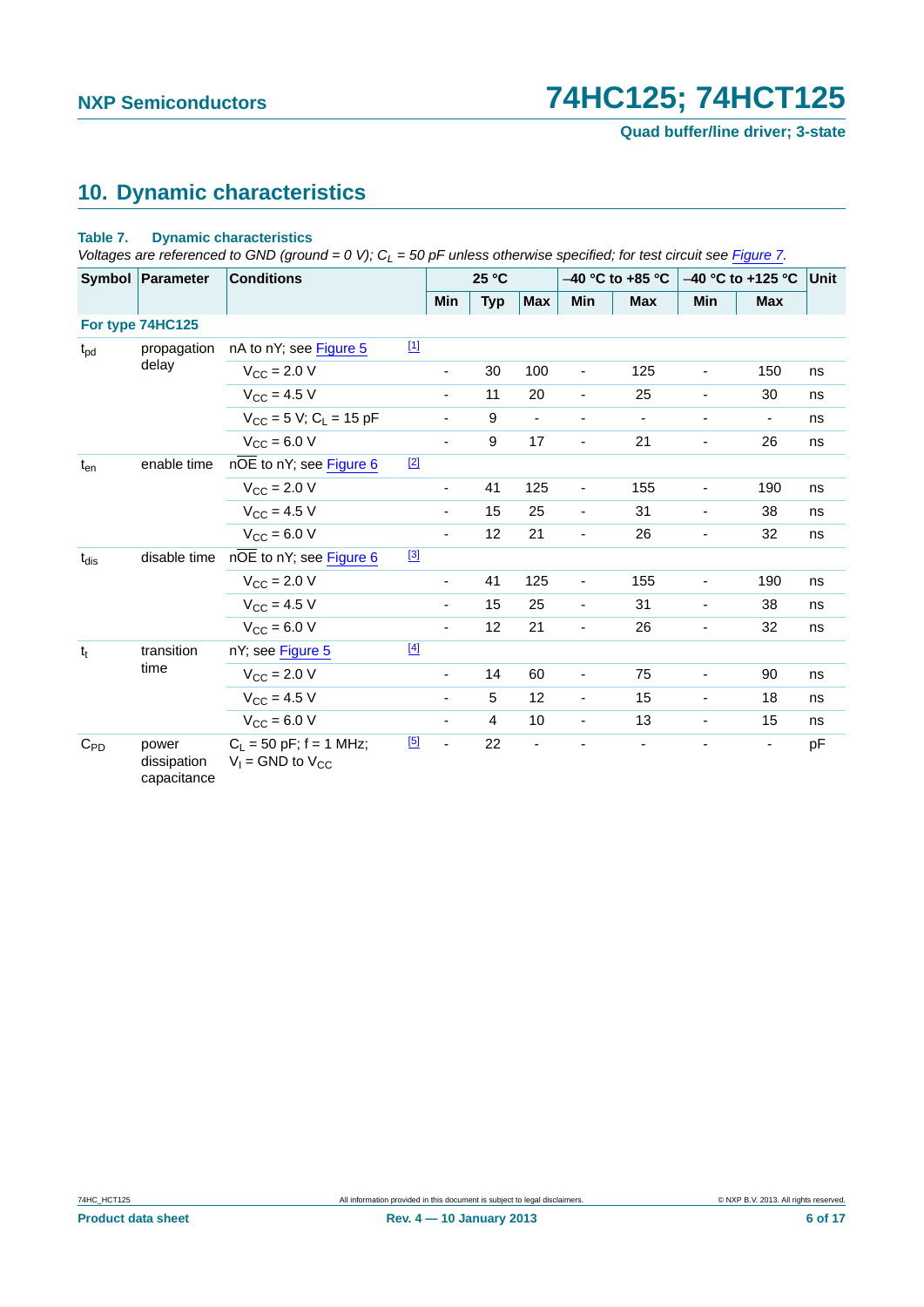## 10. Dynamic characteristics

**Table 7. Dynamic characteristics**

*Voltages are referenced to GND (ground = 0 V); $C_L$ = 50 pF unless otherwise specified; for test circuit see Figure 7.*

| Symbol | Parameter | Conditions | | 25 °C | | | –40 °C to +85 °C | | –40 °C to +125 °C | | Unit |
|---|---|---|---|---|---|---|---|---|---|---|---|
| | | | | Min | Typ | Max | Min | Max | Min | Max | |
| **For type 74HC125** | | | | | | | | | | | |
| $t_{pd}$ | propagation delay | nA to nY; see Figure 5 | [1] | | | | | | | | |
| | | $V_{CC}$ = 2.0 V | | - | 30 | 100 | - | 125 | - | 150 | ns |
| | | $V_{CC}$ = 4.5 V | | - | 11 | 20 | - | 25 | - | 30 | ns |
| | | $V_{CC}$ = 5 V; $C_L$ = 15 pF | | - | 9 | - | - | - | - | - | ns |
| | | $V_{CC}$ = 6.0 V | | - | 9 | 17 | - | 21 | - | 26 | ns |
| $t_{en}$ | enable time | n$\overline{OE}$ to nY; see Figure 6 | [2] | | | | | | | | |
| | | $V_{CC}$ = 2.0 V | | - | 41 | 125 | - | 155 | - | 190 | ns |
| | | $V_{CC}$ = 4.5 V | | - | 15 | 25 | - | 31 | - | 38 | ns |
| | | $V_{CC}$ = 6.0 V | | - | 12 | 21 | - | 26 | - | 32 | ns |
| $t_{dis}$ | disable time | n$\overline{OE}$ to nY; see Figure 6 | [3] | | | | | | | | |
| | | $V_{CC}$ = 2.0 V | | - | 41 | 125 | - | 155 | - | 190 | ns |
| | | $V_{CC}$ = 4.5 V | | - | 15 | 25 | - | 31 | - | 38 | ns |
| | | $V_{CC}$ = 6.0 V | | - | 12 | 21 | - | 26 | - | 32 | ns |
| $t_t$ | transition time | nY; see Figure 5 | [4] | | | | | | | | |
| | | $V_{CC}$ = 2.0 V | | - | 14 | 60 | - | 75 | - | 90 | ns |
| | | $V_{CC}$ = 4.5 V | | - | 5 | 12 | - | 15 | - | 18 | ns |
| | | $V_{CC}$ = 6.0 V | | - | 4 | 10 | - | 13 | - | 15 | ns |
| $C_{PD}$ | power dissipation capacitance | $C_L$ = 50 pF; f = 1 MHz; $V_I$ = GND to $V_{CC}$ | [5] | - | 22 | - | - | - | - | - | pF |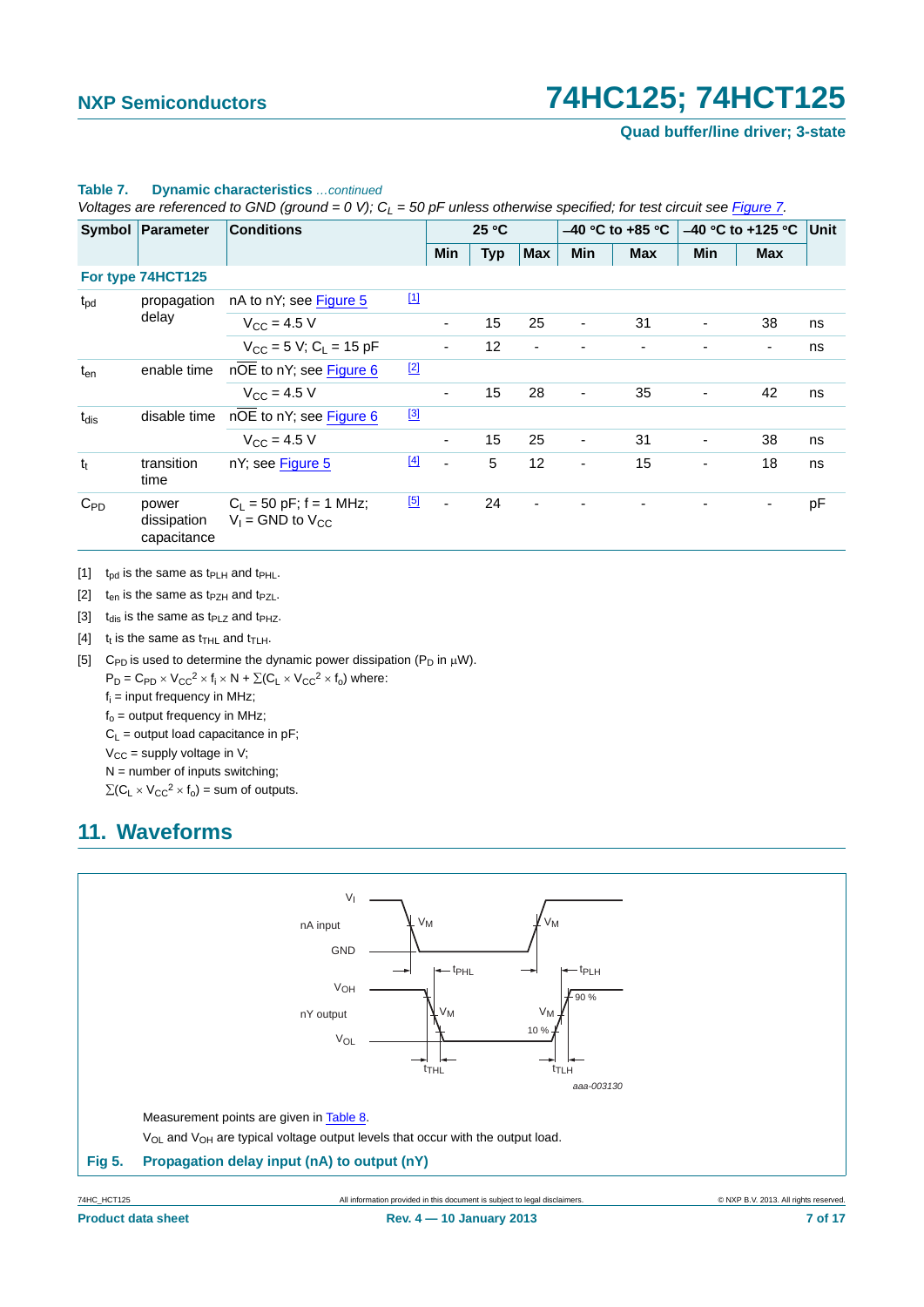**Table 7. Dynamic characteristics** *...continued*

*Voltages are referenced to GND (ground = 0 V); $C_L$ = 50 pF unless otherwise specified; for test circuit see Figure 7.*

| Symbol | Parameter | Conditions | | 25 °C | | | −40 °C to +85 °C | | −40 °C to +125 °C | | Unit |
|---|---|---|---|---|---|---|---|---|---|---|---|
| | | | | Min | Typ | Max | Min | Max | Min | Max | |
| **For type 74HCT125** | | | | | | | | | | | |
| $t_{pd}$ | propagation delay | nA to nY; see Figure 5 | [1] | | | | | | | | |
| | | $V_{CC}$ = 4.5 V | | - | 15 | 25 | - | 31 | - | 38 | ns |
| | | $V_{CC}$ = 5 V; $C_L$ = 15 pF | | - | 12 | - | - | - | - | - | ns |
| $t_{en}$ | enable time | $n\overline{OE}$ to nY; see Figure 6 | [2] | | | | | | | | |
| | | $V_{CC}$ = 4.5 V | | - | 15 | 28 | - | 35 | - | 42 | ns |
| $t_{dis}$ | disable time | $n\overline{OE}$ to nY; see Figure 6 | [3] | | | | | | | | |
| | | $V_{CC}$ = 4.5 V | | - | 15 | 25 | - | 31 | - | 38 | ns |
| $t_t$ | transition time | nY; see Figure 5 | [4] | - | 5 | 12 | - | 15 | - | 18 | ns |
| $C_{PD}$ | power dissipation capacitance | $C_L$ = 50 pF; f = 1 MHz; $V_I$ = GND to $V_{CC}$ | [5] | - | 24 | - | - | - | - | - | pF |

[1] $t_{pd}$ is the same as $t_{PLH}$ and $t_{PHL}$.

[2] $t_{en}$ is the same as $t_{PZH}$ and $t_{PZL}$.

[3] $t_{dis}$ is the same as $t_{PLZ}$ and $t_{PHZ}$.

[4] $t_t$ is the same as $t_{THL}$ and $t_{TLH}$.

[5] $C_{PD}$ is used to determine the dynamic power dissipation ($P_D$ in μW).

$P_D = C_{PD} \times V_{CC}^2 \times f_i \times N + \Sigma(C_L \times V_{CC}^2 \times f_o)$ where:

$f_i$ = input frequency in MHz;

$f_o$ = output frequency in MHz;

$C_L$ = output load capacitance in pF;

$V_{CC}$ = supply voltage in V;

N = number of inputs switching;

$\Sigma(C_L \times V_{CC}^2 \times f_o)$ = sum of outputs.

## 11. Waveforms

$V_I$
nA input
GND
$V_M$
$V_M$
$t_{PHL}$
$t_{PLH}$
$V_{OH}$
nY output
$V_{OL}$
90 %
$V_M$
$V_M$
10 %
$t_{THL}$
$t_{TLH}$
aaa-003130

Measurement points are given in Table 8.

$V_{OL}$ and $V_{OH}$ are typical voltage output levels that occur with the output load.

**Fig 5. Propagation delay input (nA) to output (nY)**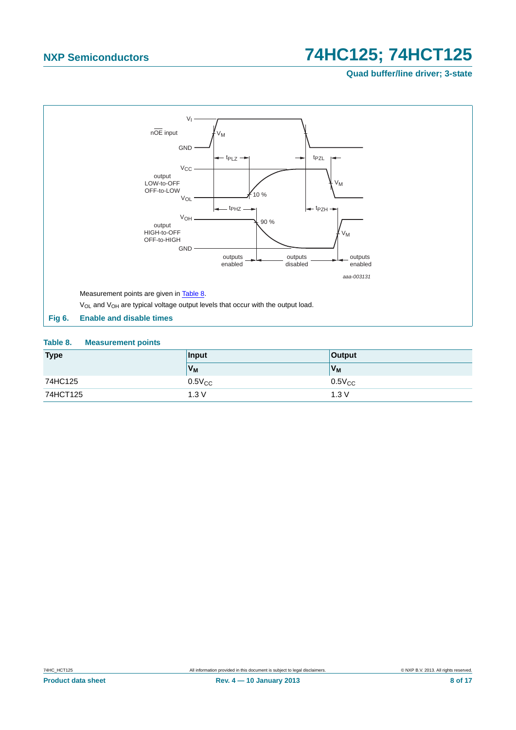$V_I$

n$\overline{OE}$ input

GND

$V_M$

$t_{PLZ}$

$t_{PZL}$

$V_{CC}$

output LOW-to-OFF OFF-to-LOW

$V_{OL}$

10 %

$V_M$

$t_{PHZ}$

$t_{PZH}$

$V_{OH}$

output HIGH-to-OFF OFF-to-HIGH

GND

90 %

$V_M$

outputs enabled

outputs disabled

outputs enabled

aaa-003131

Measurement points are given in Table 8.

$V_{OL}$ and $V_{OH}$ are typical voltage output levels that occur with the output load.

**Fig 6. Enable and disable times**

**Table 8. Measurement points**

| Type | Input | Output |
|---|---|---|
| | $V_M$ | $V_M$ |
| 74HC125 | $0.5V_{CC}$ | $0.5V_{CC}$ |
| 74HCT125 | 1.3 V | 1.3 V |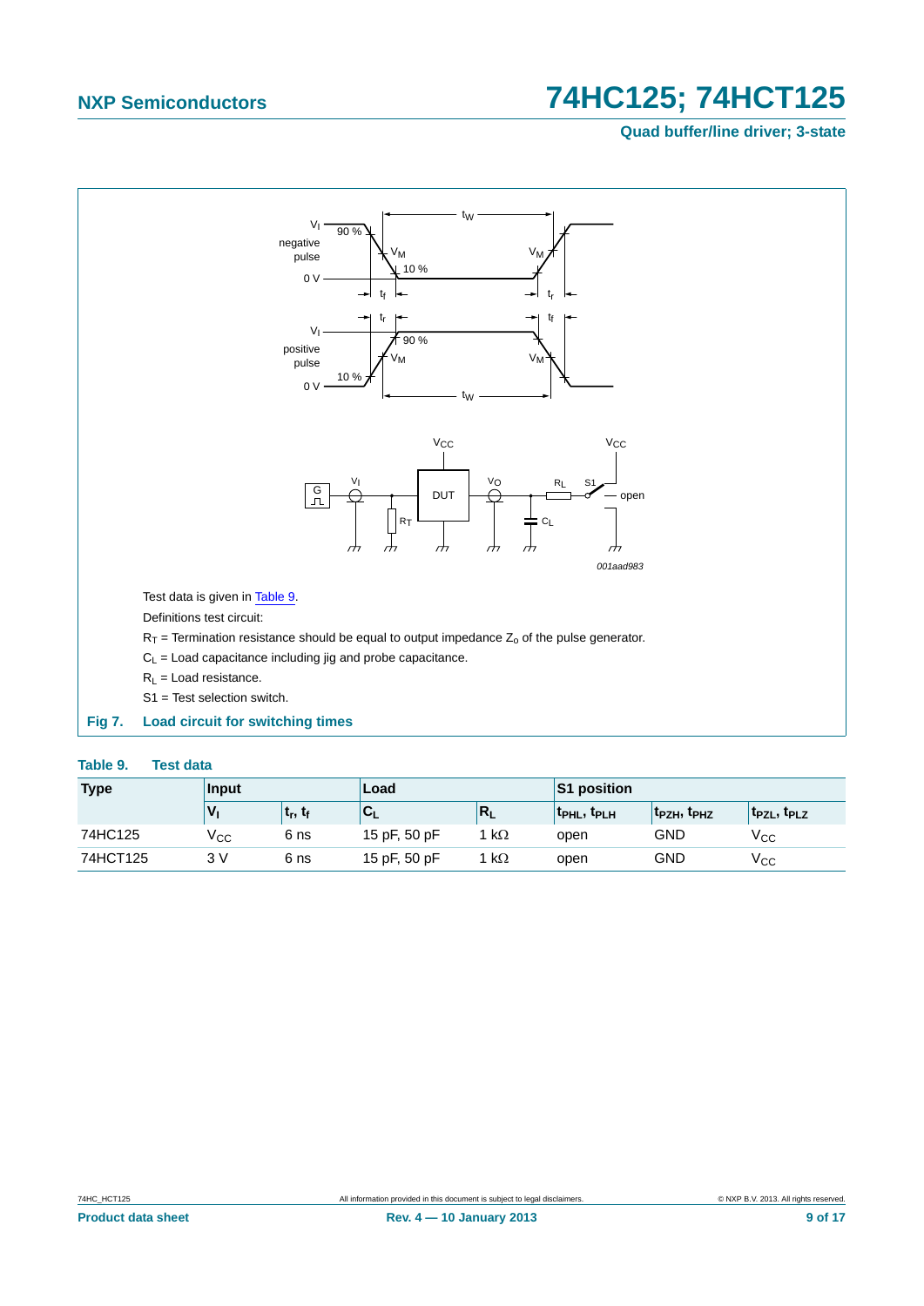$V_I$

negative pulse

90 %

$V_M$

10 %

0 V

$t_f$

$t_r$

$t_W$

$V_M$

$t_r$

$t_f$

$V_I$

positive pulse

90 %

$V_M$

10 %

0 V

$t_W$

$V_M$

$V_{CC}$

$V_{CC}$

G

$V_I$

$V_O$

DUT

$R_T$

$R_L$

S1

open

$C_L$

001aad983

Test data is given in Table 9.

Definitions test circuit:

$R_T$ = Termination resistance should be equal to output impedance $Z_o$ of the pulse generator.

$C_L$ = Load capacitance including jig and probe capacitance.

$R_L$ = Load resistance.

S1 = Test selection switch.

**Fig 7. Load circuit for switching times**

**Table 9. Test data**

| Type | Input | | Load | | S1 position | | |
|---|---|---|---|---|---|---|---|
| | $V_I$ | $t_r$, $t_f$ | $C_L$ | $R_L$ | $t_{PHL}$, $t_{PLH}$ | $t_{PZH}$, $t_{PHZ}$ | $t_{PZL}$, $t_{PLZ}$ |
| 74HC125 | $V_{CC}$ | 6 ns | 15 pF, 50 pF | 1 kΩ | open | GND | $V_{CC}$ |
| 74HCT125 | 3 V | 6 ns | 15 pF, 50 pF | 1 kΩ | open | GND | $V_{CC}$ |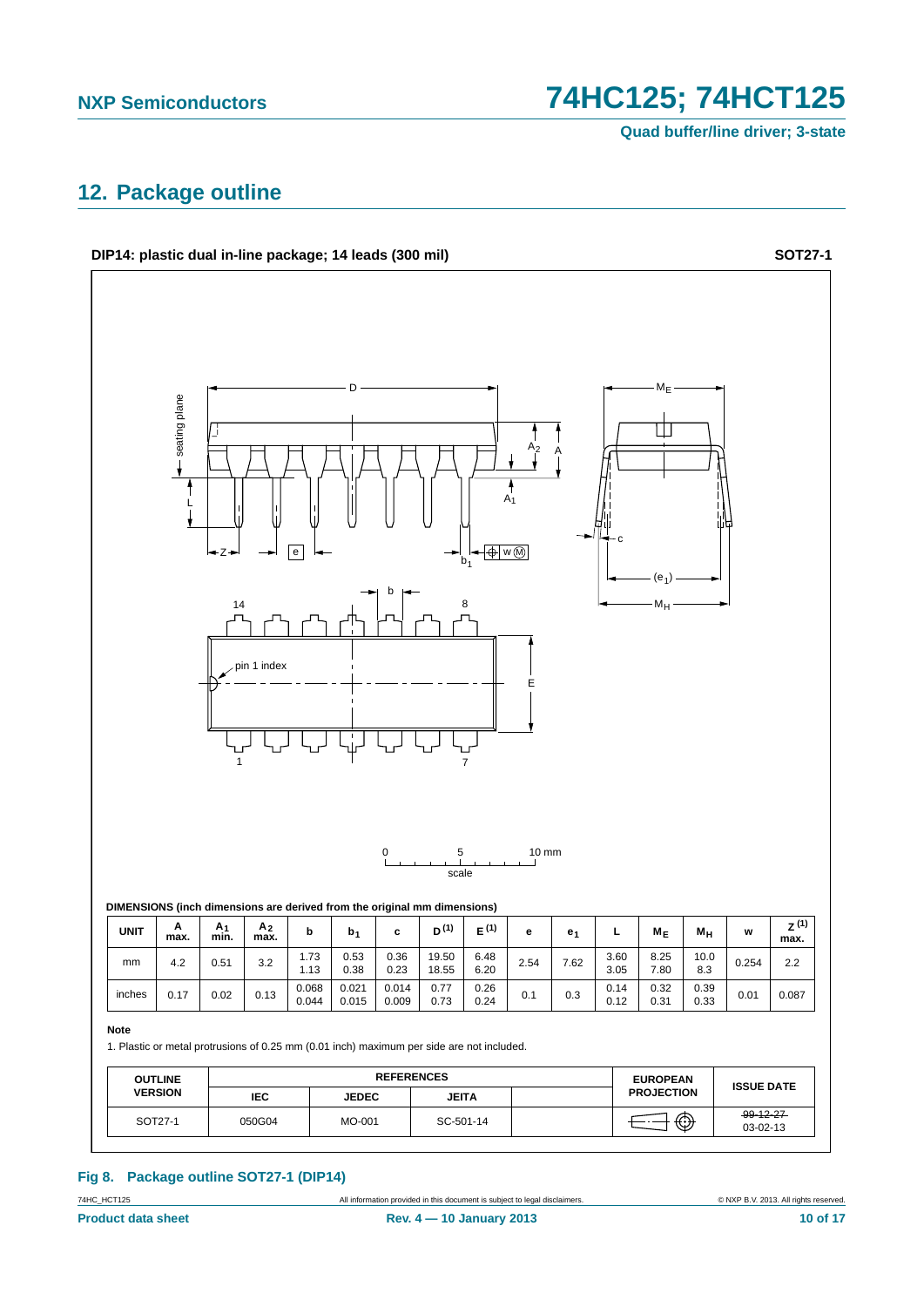## 12. Package outline

**DIP14: plastic dual in-line package; 14 leads (300 mil)** **SOT27-1**

DIMENSIONS (inch dimensions are derived from the original mm dimensions)

| UNIT | A max. | $A_1$ min. | $A_2$ max. | b | $b_1$ | c | D [(1)] | E [(1)] | e | $e_1$ | L | $M_E$ | $M_H$ | w | Z [(1)] max. |
|---|---|---|---|---|---|---|---|---|---|---|---|---|---|---|---|
| mm | 4.2 | 0.51 | 3.2 | 1.73<br>1.13 | 0.53<br>0.38 | 0.36<br>0.23 | 19.50<br>18.55 | 6.48<br>6.20 | 2.54 | 7.62 | 3.60<br>3.05 | 8.25<br>7.80 | 10.0<br>8.3 | 0.254 | 2.2 |
| inches | 0.17 | 0.02 | 0.13 | 0.068<br>0.044 | 0.021<br>0.015 | 0.014<br>0.009 | 0.77<br>0.73 | 0.26<br>0.24 | 0.1 | 0.3 | 0.14<br>0.12 | 0.32<br>0.31 | 0.39<br>0.33 | 0.01 | 0.087 |

**Note**

1. Plastic or metal protrusions of 0.25 mm (0.01 inch) maximum per side are not included.

| OUTLINE VERSION | REFERENCES | | | | EUROPEAN PROJECTION | ISSUE DATE |
|---|---|---|---|---|---|---|
| | IEC | JEDEC | JEITA | | | |
| SOT27-1 | 050G04 | MO-001 | SC-501-14 | | | ~~99-12-27~~<br>03-02-13 |

**Fig 8. Package outline SOT27-1 (DIP14)**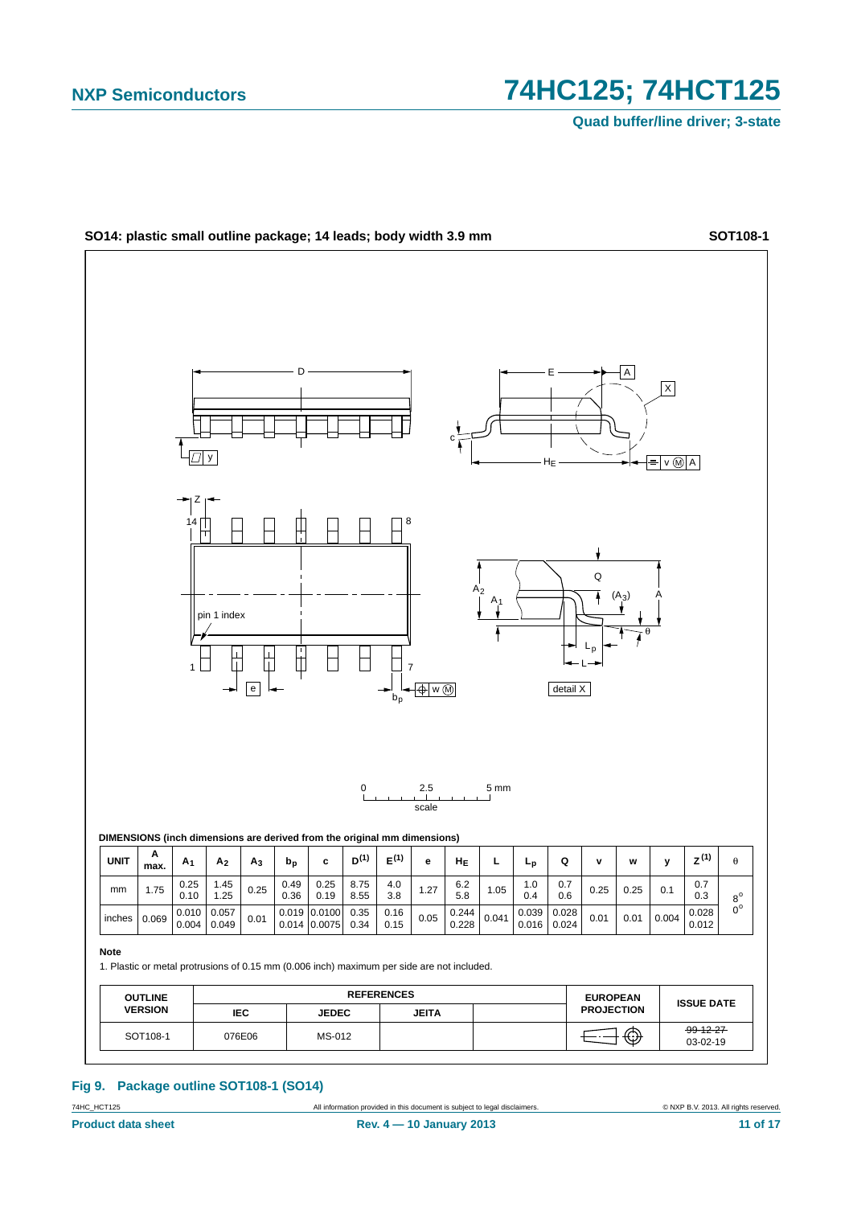**SO14: plastic small outline package; 14 leads; body width 3.9 mm** **SOT108-1**

D

E

A

X

c

y

$H_E$

v Ⓜ A

Z

14

8

pin 1 index

Q

$A_2$

$A_1$

$(A_3)$

A

θ

$L_p$

L

1

7

e

$b_p$

w Ⓜ

detail X

0 2.5 5 mm

scale

**DIMENSIONS (inch dimensions are derived from the original mm dimensions)**

| UNIT | A max. | $A_1$ | $A_2$ | $A_3$ | $b_p$ | c | $D^{(1)}$ | $E^{(1)}$ | e | $H_E$ | L | $L_p$ | Q | v | w | y | $Z^{(1)}$ | θ |
|---|---|---|---|---|---|---|---|---|---|---|---|---|---|---|---|---|---|---|
| mm | 1.75 | 0.25<br>0.10 | 1.45<br>1.25 | 0.25 | 0.49<br>0.36 | 0.25<br>0.19 | 8.75<br>8.55 | 4.0<br>3.8 | 1.27 | 6.2<br>5.8 | 1.05 | 1.0<br>0.4 | 0.7<br>0.6 | 0.25 | 0.25 | 0.1 | 0.7<br>0.3 | 8°<br>0° |
| inches | 0.069 | 0.010<br>0.004 | 0.057<br>0.049 | 0.01 | 0.019<br>0.014 | 0.0100<br>0.0075 | 0.35<br>0.34 | 0.16<br>0.15 | 0.05 | 0.244<br>0.228 | 0.041 | 0.039<br>0.016 | 0.028<br>0.024 | 0.01 | 0.01 | 0.004 | 0.028<br>0.012 | |

**Note**

1. Plastic or metal protrusions of 0.15 mm (0.006 inch) maximum per side are not included.

| OUTLINE VERSION | REFERENCES | | | | EUROPEAN PROJECTION | ISSUE DATE |
|---|---|---|---|---|---|---|
| | IEC | JEDEC | JEITA | | | |
| SOT108-1 | 076E06 | MS-012 | | | | ~~99-12-27~~<br>03-02-19 |

**Fig 9. Package outline SOT108-1 (SO14)**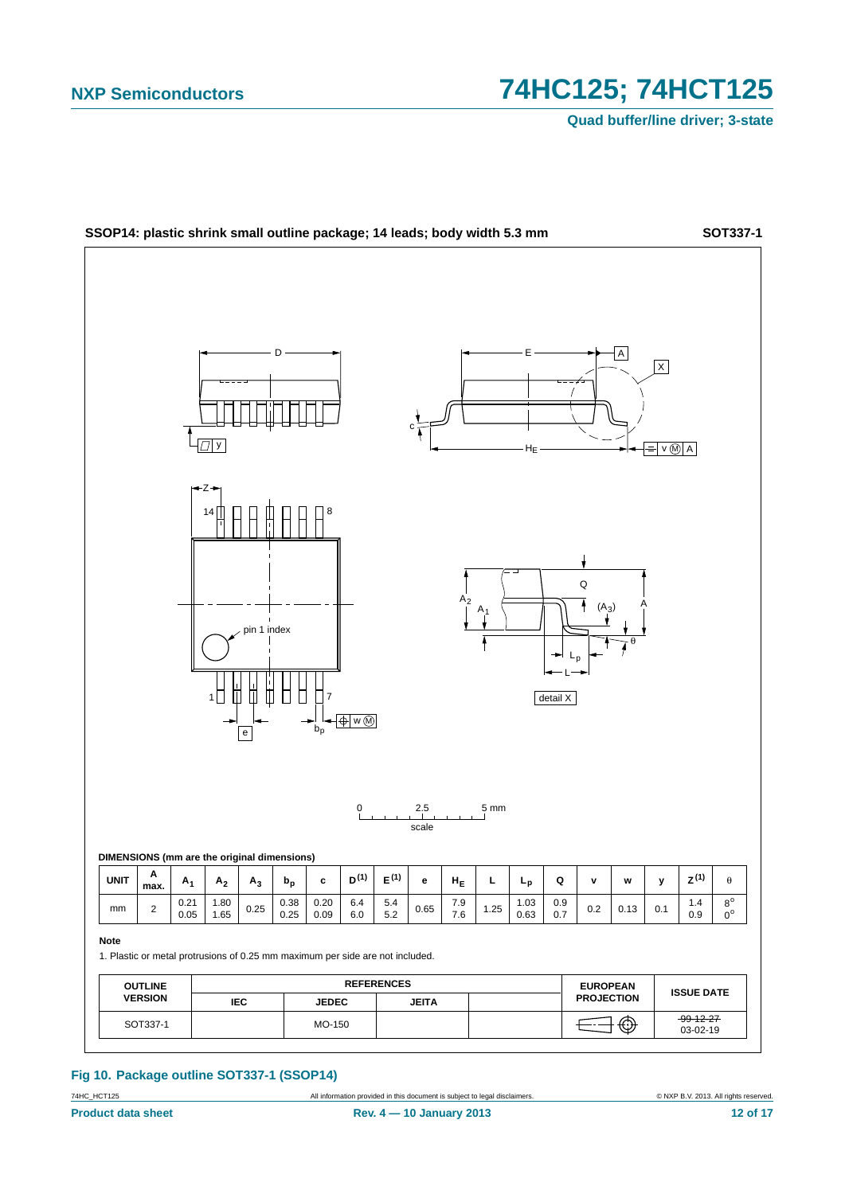## SSOP14: plastic shrink small outline package; 14 leads; body width 5.3 mm

SOT337-1

D

E

A

X

c

y

$H_E$

v Ⓜ A

Z

14

8

pin 1 index

Q

$A_2$

$A_1$

$(A_3)$

A

θ

$L_p$

L

detail X

1

7

e

$b_p$

w Ⓜ

0 2.5 5 mm

scale

**DIMENSIONS (mm are the original dimensions)**

| UNIT | A max. | $A_1$ | $A_2$ | $A_3$ | $b_p$ | c | $D^{(1)}$ | $E^{(1)}$ | e | $H_E$ | L | $L_p$ | Q | v | w | y | $Z^{(1)}$ | θ |
|---|---|---|---|---|---|---|---|---|---|---|---|---|---|---|---|---|---|---|
| mm | 2 | 0.21<br>0.05 | 1.80<br>1.65 | 0.25 | 0.38<br>0.25 | 0.20<br>0.09 | 6.4<br>6.0 | 5.4<br>5.2 | 0.65 | 7.9<br>7.6 | 1.25 | 1.03<br>0.63 | 0.9<br>0.7 | 0.2 | 0.13 | 0.1 | 1.4<br>0.9 | 8°<br>0° |

**Note**

1. Plastic or metal protrusions of 0.25 mm maximum per side are not included.

| OUTLINE VERSION | REFERENCES | | | | EUROPEAN PROJECTION | ISSUE DATE |
|---|---|---|---|---|---|---|
| | IEC | JEDEC | JEITA | | | |
| SOT337-1 | | MO-150 | | | | ~~99-12-27~~<br>03-02-19 |

**Fig 10. Package outline SOT337-1 (SSOP14)**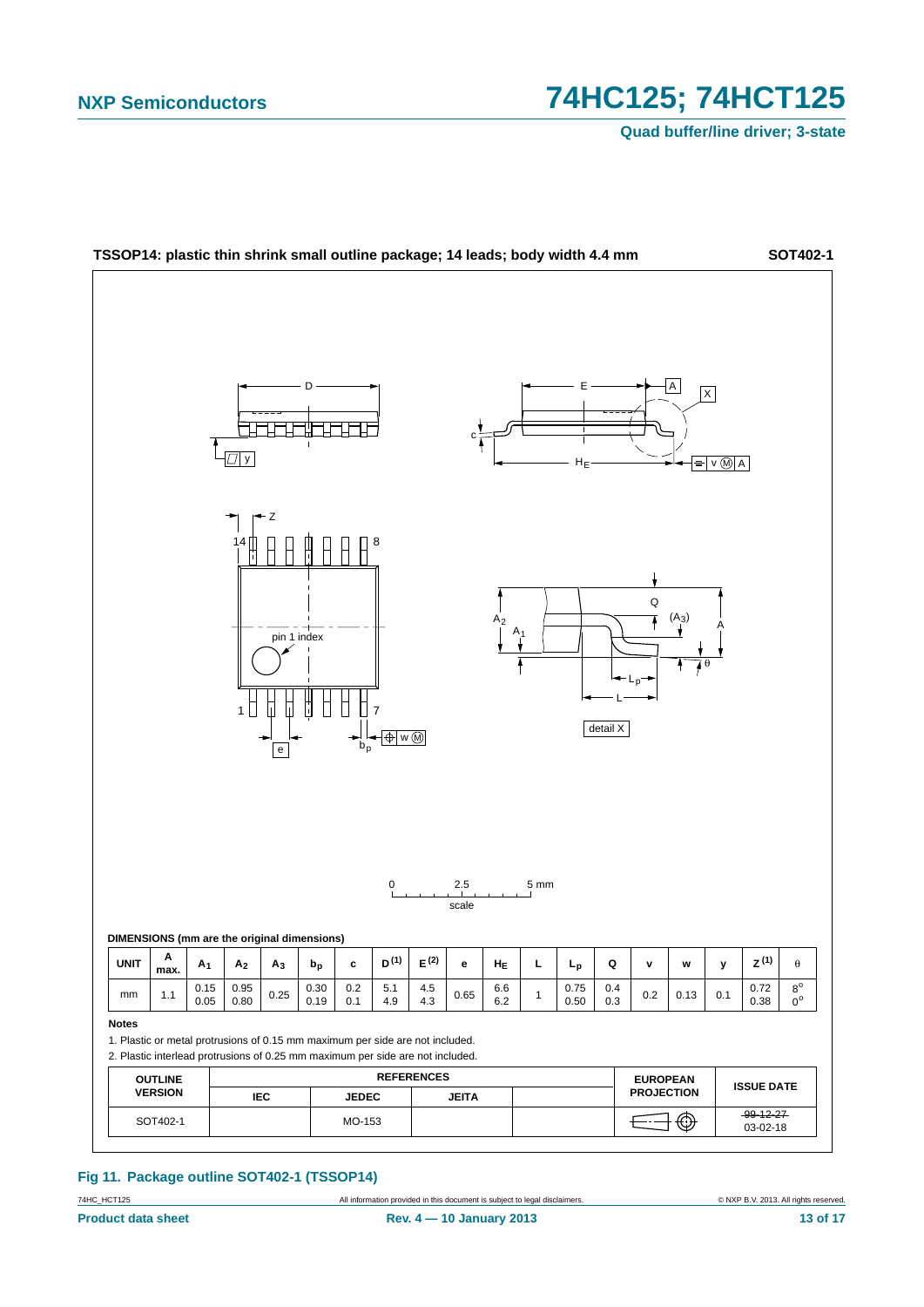**TSSOP14: plastic thin shrink small outline package; 14 leads; body width 4.4 mm** **SOT402-1**

D

E

A

X

c

y

$H_E$

v M A

Z

14

8

pin 1 index

$A_2$

$A_1$

Q

$(A_3)$

A

θ

$L_p$

L

detail X

1

7

e

$b_p$

w M

0 2.5 5 mm

scale

**DIMENSIONS (mm are the original dimensions)**

| UNIT | A max. | $A_1$ | $A_2$ | $A_3$ | $b_p$ | c | $D^{(1)}$ | $E^{(2)}$ | e | $H_E$ | L | $L_p$ | Q | v | w | y | $Z^{(1)}$ | θ |
|---|---|---|---|---|---|---|---|---|---|---|---|---|---|---|---|---|---|---|
| mm | 1.1 | 0.15 0.05 | 0.95 0.80 | 0.25 | 0.30 0.19 | 0.2 0.1 | 5.1 4.9 | 4.5 4.3 | 0.65 | 6.6 6.2 | 1 | 0.75 0.50 | 0.4 0.3 | 0.2 | 0.13 | 0.1 | 0.72 0.38 | 8° 0° |

**Notes**

1. Plastic or metal protrusions of 0.15 mm maximum per side are not included.
2. Plastic interlead protrusions of 0.25 mm maximum per side are not included.

| OUTLINE VERSION | REFERENCES | | | | EUROPEAN PROJECTION | ISSUE DATE |
|---|---|---|---|---|---|---|
| | IEC | JEDEC | JEITA | | | |
| SOT402-1 | | MO-153 | | | | ~~99-12-27~~ 03-02-18 |

**Fig 11. Package outline SOT402-1 (TSSOP14)**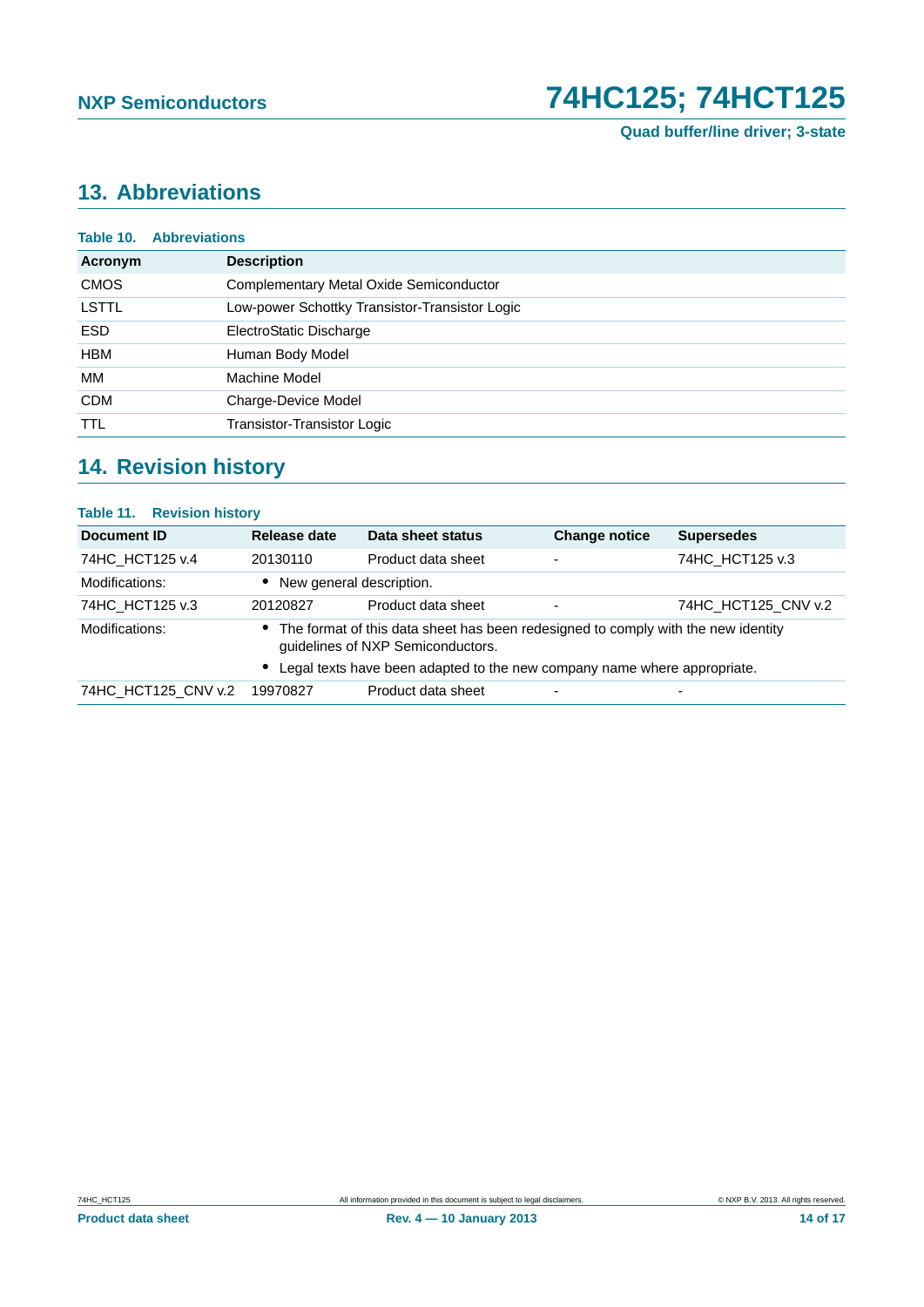## 13. Abbreviations

**Table 10. Abbreviations**

| Acronym | Description |
|---|---|
| CMOS | Complementary Metal Oxide Semiconductor |
| LSTTL | Low-power Schottky Transistor-Transistor Logic |
| ESD | ElectroStatic Discharge |
| HBM | Human Body Model |
| MM | Machine Model |
| CDM | Charge-Device Model |
| TTL | Transistor-Transistor Logic |

## 14. Revision history

**Table 11. Revision history**

| Document ID | Release date | Data sheet status | Change notice | Supersedes |
|---|---|---|---|---|
| 74HC_HCT125 v.4 | 20130110 | Product data sheet | - | 74HC_HCT125 v.3 |
| Modifications: | • New general description. | | | |
| 74HC_HCT125 v.3 | 20120827 | Product data sheet | - | 74HC_HCT125_CNV v.2 |
| Modifications: | • The format of this data sheet has been redesigned to comply with the new identity guidelines of NXP Semiconductors. • Legal texts have been adapted to the new company name where appropriate. | | | |
| 74HC_HCT125_CNV v.2 | 19970827 | Product data sheet | - | - |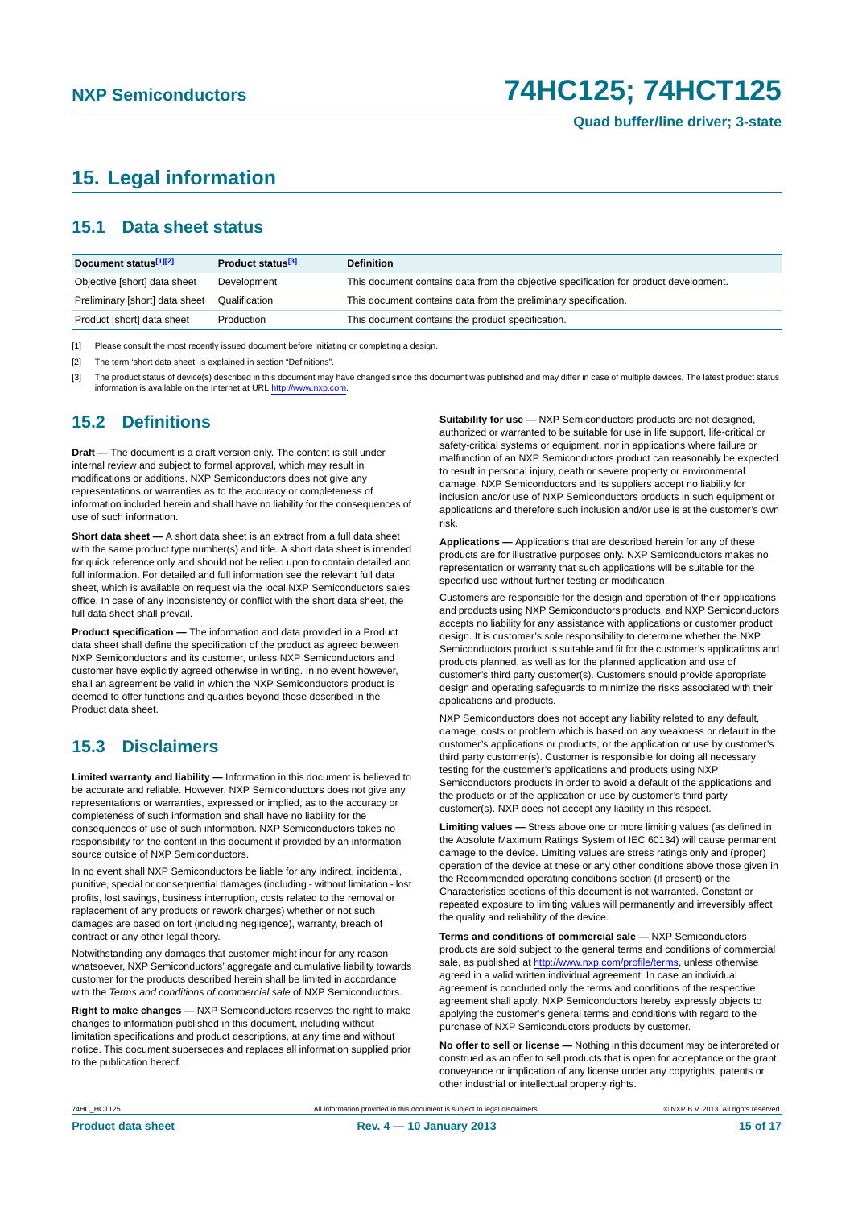# 15. Legal information

## 15.1 Data sheet status

| Document status[1][2] | Product status[3] | Definition |
|---|---|---|
| Objective [short] data sheet | Development | This document contains data from the objective specification for product development. |
| Preliminary [short] data sheet | Qualification | This document contains data from the preliminary specification. |
| Product [short] data sheet | Production | This document contains the product specification. |

[1] Please consult the most recently issued document before initiating or completing a design.

[2] The term 'short data sheet' is explained in section "Definitions".

[3] The product status of device(s) described in this document may have changed since this document was published and may differ in case of multiple devices. The latest product status information is available on the Internet at URL http://www.nxp.com.

## 15.2 Definitions

**Draft —** The document is a draft version only. The content is still under internal review and subject to formal approval, which may result in modifications or additions. NXP Semiconductors does not give any representations or warranties as to the accuracy or completeness of information included herein and shall have no liability for the consequences of use of such information.

**Short data sheet —** A short data sheet is an extract from a full data sheet with the same product type number(s) and title. A short data sheet is intended for quick reference only and should not be relied upon to contain detailed and full information. For detailed and full information see the relevant full data sheet, which is available on request via the local NXP Semiconductors sales office. In case of any inconsistency or conflict with the short data sheet, the full data sheet shall prevail.

**Product specification —** The information and data provided in a Product data sheet shall define the specification of the product as agreed between NXP Semiconductors and its customer, unless NXP Semiconductors and customer have explicitly agreed otherwise in writing. In no event however, shall an agreement be valid in which the NXP Semiconductors product is deemed to offer functions and qualities beyond those described in the Product data sheet.

## 15.3 Disclaimers

**Limited warranty and liability —** Information in this document is believed to be accurate and reliable. However, NXP Semiconductors does not give any representations or warranties, expressed or implied, as to the accuracy or completeness of such information and shall have no liability for the consequences of use of such information. NXP Semiconductors takes no responsibility for the content in this document if provided by an information source outside of NXP Semiconductors.

In no event shall NXP Semiconductors be liable for any indirect, incidental, punitive, special or consequential damages (including - without limitation - lost profits, lost savings, business interruption, costs related to the removal or replacement of any products or rework charges) whether or not such damages are based on tort (including negligence), warranty, breach of contract or any other legal theory.

Notwithstanding any damages that customer might incur for any reason whatsoever, NXP Semiconductors' aggregate and cumulative liability towards customer for the products described herein shall be limited in accordance with the *Terms and conditions of commercial sale* of NXP Semiconductors.

**Right to make changes —** NXP Semiconductors reserves the right to make changes to information published in this document, including without limitation specifications and product descriptions, at any time and without notice. This document supersedes and replaces all information supplied prior to the publication hereof.

**Suitability for use —** NXP Semiconductors products are not designed, authorized or warranted to be suitable for use in life support, life-critical or safety-critical systems or equipment, nor in applications where failure or malfunction of an NXP Semiconductors product can reasonably be expected to result in personal injury, death or severe property or environmental damage. NXP Semiconductors and its suppliers accept no liability for inclusion and/or use of NXP Semiconductors products in such equipment or applications and therefore such inclusion and/or use is at the customer's own risk.

**Applications —** Applications that are described herein for any of these products are for illustrative purposes only. NXP Semiconductors makes no representation or warranty that such applications will be suitable for the specified use without further testing or modification.

Customers are responsible for the design and operation of their applications and products using NXP Semiconductors products, and NXP Semiconductors accepts no liability for any assistance with applications or customer product design. It is customer's sole responsibility to determine whether the NXP Semiconductors product is suitable and fit for the customer's applications and products planned, as well as for the planned application and use of customer's third party customer(s). Customers should provide appropriate design and operating safeguards to minimize the risks associated with their applications and products.

NXP Semiconductors does not accept any liability related to any default, damage, costs or problem which is based on any weakness or default in the customer's applications or products, or the application or use by customer's third party customer(s). Customer is responsible for doing all necessary testing for the customer's applications and products using NXP Semiconductors products in order to avoid a default of the applications and the products or of the application or use by customer's third party customer(s). NXP does not accept any liability in this respect.

**Limiting values —** Stress above one or more limiting values (as defined in the Absolute Maximum Ratings System of IEC 60134) will cause permanent damage to the device. Limiting values are stress ratings only and (proper) operation of the device at these or any other conditions above those given in the Recommended operating conditions section (if present) or the Characteristics sections of this document is not warranted. Constant or repeated exposure to limiting values will permanently and irreversibly affect the quality and reliability of the device.

**Terms and conditions of commercial sale —** NXP Semiconductors products are sold subject to the general terms and conditions of commercial sale, as published at http://www.nxp.com/profile/terms, unless otherwise agreed in a valid written individual agreement. In case an individual agreement is concluded only the terms and conditions of the respective agreement shall apply. NXP Semiconductors hereby expressly objects to applying the customer's general terms and conditions with regard to the purchase of NXP Semiconductors products by customer.

**No offer to sell or license —** Nothing in this document may be interpreted or construed as an offer to sell products that is open for acceptance or the grant, conveyance or implication of any license under any copyrights, patents or other industrial or intellectual property rights.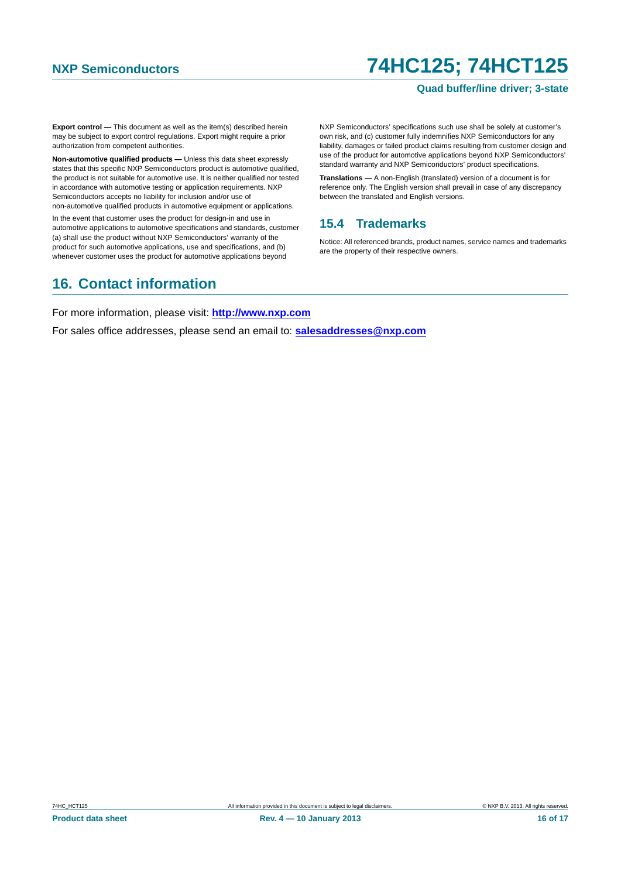**Export control —** This document as well as the item(s) described herein may be subject to export control regulations. Export might require a prior authorization from competent authorities.

**Non-automotive qualified products —** Unless this data sheet expressly states that this specific NXP Semiconductors product is automotive qualified, the product is not suitable for automotive use. It is neither qualified nor tested in accordance with automotive testing or application requirements. NXP Semiconductors accepts no liability for inclusion and/or use of non-automotive qualified products in automotive equipment or applications.

In the event that customer uses the product for design-in and use in automotive applications to automotive specifications and standards, customer (a) shall use the product without NXP Semiconductors' warranty of the product for such automotive applications, use and specifications, and (b) whenever customer uses the product for automotive applications beyond NXP Semiconductors' specifications such use shall be solely at customer's own risk, and (c) customer fully indemnifies NXP Semiconductors for any liability, damages or failed product claims resulting from customer design and use of the product for automotive applications beyond NXP Semiconductors' standard warranty and NXP Semiconductors' product specifications.

**Translations —** A non-English (translated) version of a document is for reference only. The English version shall prevail in case of any discrepancy between the translated and English versions.

### 15.4 Trademarks

Notice: All referenced brands, product names, service names and trademarks are the property of their respective owners.

## 16. Contact information

For more information, please visit: **http://www.nxp.com**

For sales office addresses, please send an email to: **salesaddresses@nxp.com**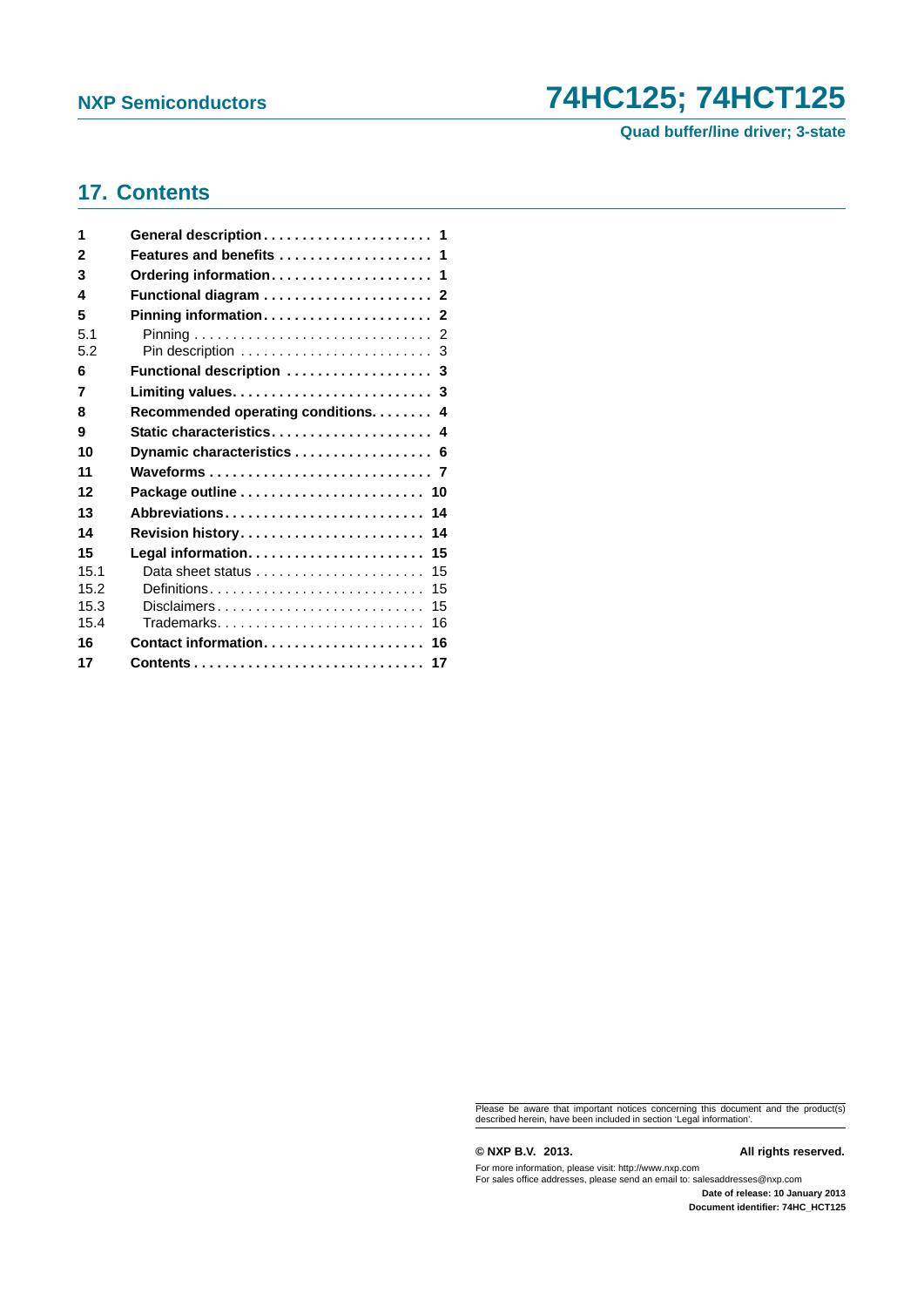## 17. Contents

| | | |
|---|---|---|
| **1** | **General description** | **1** |
| **2** | **Features and benefits** | **1** |
| **3** | **Ordering information** | **1** |
| **4** | **Functional diagram** | **2** |
| **5** | **Pinning information** | **2** |
| 5.1 | Pinning | 2 |
| 5.2 | Pin description | 3 |
| **6** | **Functional description** | **3** |
| **7** | **Limiting values** | **3** |
| **8** | **Recommended operating conditions** | **4** |
| **9** | **Static characteristics** | **4** |
| **10** | **Dynamic characteristics** | **6** |
| **11** | **Waveforms** | **7** |
| **12** | **Package outline** | **10** |
| **13** | **Abbreviations** | **14** |
| **14** | **Revision history** | **14** |
| **15** | **Legal information** | **15** |
| 15.1 | Data sheet status | 15 |
| 15.2 | Definitions | 15 |
| 15.3 | Disclaimers | 15 |
| 15.4 | Trademarks | 16 |
| **16** | **Contact information** | **16** |
| **17** | **Contents** | **17** |

Please be aware that important notices concerning this document and the product(s) described herein, have been included in section 'Legal information'.

**© NXP B.V. 2013.** **All rights reserved.**

For more information, please visit: http://www.nxp.com
For sales office addresses, please send an email to: salesaddresses@nxp.com

**Date of release: 10 January 2013**
**Document identifier: 74HC_HCT125**